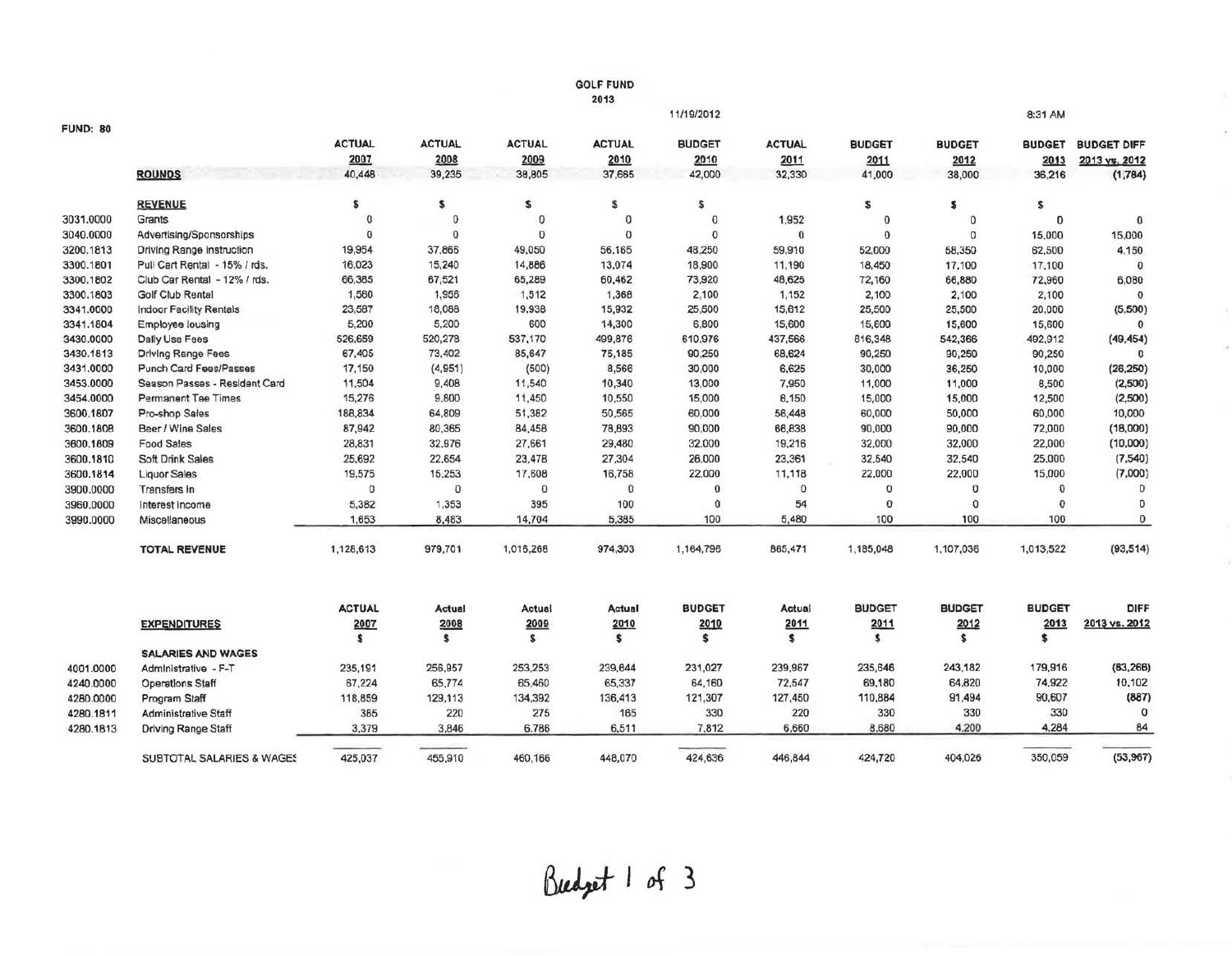# GOLF FUND

## 2013

11/19/2012 8:31 AM

FUND: 80

| | | ACTUAL 2007 | ACTUAL 2008 | ACTUAL 2009 | ACTUAL 2010 | BUDGET 2010 | ACTUAL 2011 | BUDGET 2011 | BUDGET 2012 | BUDGET 2013 | BUDGET DIFF 2013 vs. 2012 |
|---|---|---|---|---|---|---|---|---|---|---|---|
| | **ROUNDS** | 40,448 | 39,235 | 38,805 | 37,685 | 42,000 | 32,330 | 41,000 | 38,000 | 36,216 | (1,784) |
| | **REVENUE** | $ | $ | $ | $ | $ | | $ | $ | $ | |
| 3031.0000 | Grants | 0 | 0 | 0 | 0 | 0 | 1,952 | 0 | 0 | 0 | 0 |
| 3040.0000 | Advertising/Sponsorships | 0 | 0 | 0 | 0 | 0 | 0 | 0 | 0 | 15,000 | 15,000 |
| 3200.1813 | Driving Range Instruction | 19,954 | 37,866 | 49,050 | 56,165 | 48,250 | 59,910 | 52,000 | 58,350 | 62,500 | 4,150 |
| 3300.1801 | Pull Cart Rental - 15% / rds. | 16,023 | 15,240 | 14,886 | 13,074 | 18,900 | 11,190 | 18,450 | 17,100 | 17,100 | 0 |
| 3300.1802 | Club Car Rental - 12% / rds. | 66,365 | 67,521 | 65,289 | 60,462 | 73,920 | 48,625 | 72,160 | 66,880 | 72,960 | 6,080 |
| 3300.1803 | Golf Club Rental | 1,560 | 1,956 | 1,512 | 1,368 | 2,100 | 1,152 | 2,100 | 2,100 | 2,100 | 0 |
| 3341.0000 | Indoor Facility Rentals | 23,587 | 18,088 | 19,938 | 15,932 | 25,500 | 15,612 | 25,500 | 25,500 | 20,000 | (5,500) |
| 3341.1804 | Employee lousing | 5,200 | 5,200 | 600 | 14,300 | 6,800 | 15,600 | 15,600 | 15,600 | 15,600 | 0 |
| 3430.0000 | Daily Use Fees | 526,659 | 520,278 | 537,170 | 499,876 | 610,976 | 437,566 | 616,348 | 542,366 | 492,912 | (49,454) |
| 3430.1813 | Driving Range Fees | 67,405 | 73,402 | 85,647 | 75,185 | 90,250 | 68,624 | 90,250 | 90,250 | 90,250 | 0 |
| 3431.0000 | Punch Card Fees/Passes | 17,150 | (4,951) | (500) | 8,566 | 30,000 | 6,625 | 30,000 | 36,250 | 10,000 | (26,250) |
| 3453.0000 | Season Passes - Resident Card | 11,504 | 9,408 | 11,540 | 10,340 | 13,000 | 7,950 | 11,000 | 11,000 | 8,500 | (2,500) |
| 3454.0000 | Permanent Tee Times | 15,276 | 9,800 | 11,450 | 10,550 | 15,000 | 8,150 | 15,000 | 15,000 | 12,500 | (2,500) |
| 3600.1807 | Pro-shop Sales | 188,834 | 64,809 | 51,382 | 50,565 | 60,000 | 56,448 | 60,000 | 50,000 | 60,000 | 10,000 |
| 3600.1808 | Beer / Wine Sales | 87,942 | 80,365 | 84,458 | 78,893 | 90,000 | 66,838 | 90,000 | 90,000 | 72,000 | (18,000) |
| 3600.1809 | Food Sales | 28,831 | 32,976 | 27,661 | 29,480 | 32,000 | 19,216 | 32,000 | 32,000 | 22,000 | (10,000) |
| 3600.1810 | Soft Drink Sales | 25,692 | 22,654 | 23,478 | 27,304 | 26,000 | 23,361 | 32,540 | 32,540 | 25,000 | (7,540) |
| 3600.1814 | Liquor Sales | 19,575 | 15,253 | 17,608 | 16,758 | 22,000 | 11,118 | 22,000 | 22,000 | 15,000 | (7,000) |
| 3900.0000 | Transfers In | 0 | 0 | 0 | 0 | 0 | 0 | 0 | 0 | 0 | 0 |
| 3960.0000 | Interest Income | 5,382 | 1,353 | 395 | 100 | 0 | 54 | 0 | 0 | 0 | 0 |
| 3990.0000 | Miscellaneous | 1,653 | 8,483 | 14,704 | 5,385 | 100 | 5,480 | 100 | 100 | 100 | 0 |
| | **TOTAL REVENUE** | 1,128,613 | 979,701 | 1,015,266 | 974,303 | 1,164,796 | 865,471 | 1,185,048 | 1,107,036 | 1,013,522 | (93,514) |

| | | ACTUAL 2007 | Actual 2008 | Actual 2009 | Actual 2010 | BUDGET 2010 | Actual 2011 | BUDGET 2011 | BUDGET 2012 | BUDGET 2013 | DIFF 2013 vs. 2012 |
|---|---|---|---|---|---|---|---|---|---|---|---|
| | **EXPENDITURES** | $ | $ | $ | $ | $ | $ | $ | $ | $ | |
| | **SALARIES AND WAGES** | | | | | | | | | | |
| 4001.0000 | Administrative - F-T | 235,191 | 256,957 | 253,253 | 239,644 | 231,027 | 239,967 | 235,646 | 243,182 | 179,916 | (63,266) |
| 4240.0000 | Operations Staff | 67,224 | 65,774 | 65,460 | 65,337 | 64,160 | 72,547 | 69,180 | 64,820 | 74,922 | 10,102 |
| 4280.0000 | Program Staff | 118,859 | 129,113 | 134,392 | 136,413 | 121,307 | 127,450 | 110,884 | 91,494 | 90,607 | (887) |
| 4280.1811 | Administrative Staff | 385 | 220 | 275 | 165 | 330 | 220 | 330 | 330 | 330 | 0 |
| 4280.1813 | Driving Range Staff | 3,379 | 3,846 | 6,786 | 6,511 | 7,812 | 6,660 | 8,680 | 4,200 | 4,284 | 84 |
| | SUBTOTAL SALARIES & WAGES | 425,037 | 455,910 | 460,166 | 448,070 | 424,636 | 446,844 | 424,720 | 404,026 | 350,059 | (53,967) |

Budget 1 of 3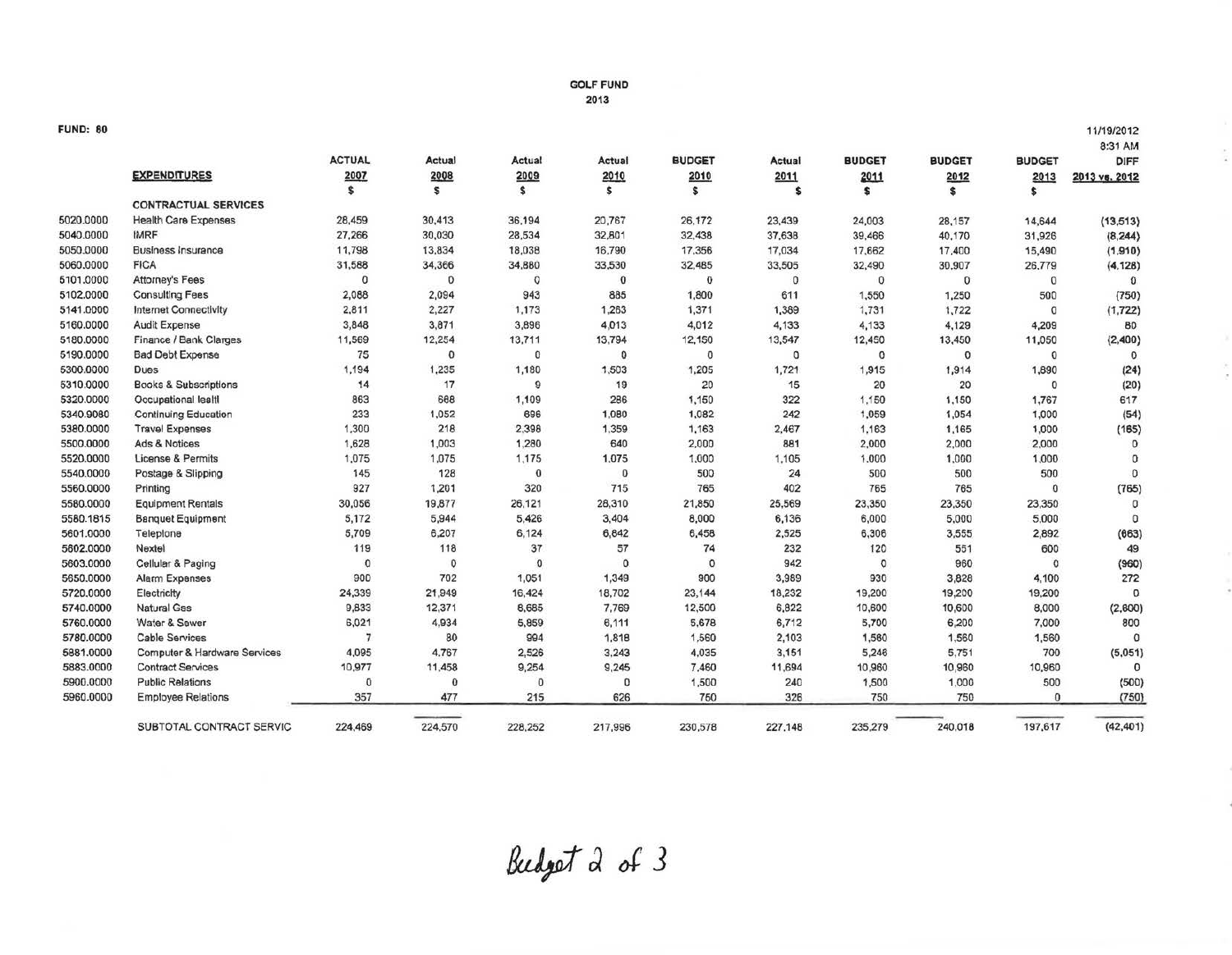# GOLF FUND
## 2013

FUND: 80

11/19/2012
8:31 AM

| | EXPENDITURES | ACTUAL 2007 | Actual 2008 | Actual 2009 | Actual 2010 | BUDGET 2010 | Actual 2011 | BUDGET 2011 | BUDGET 2012 | BUDGET 2013 | DIFF 2013 vs. 2012 |
|---|---|---|---|---|---|---|---|---|---|---|---|
| | | $ | $ | $ | $ | $ | $ | $ | $ | $ | |
| | CONTRACTUAL SERVICES | | | | | | | | | | |
| 5020.0000 | Health Care Expenses | 28,459 | 30,413 | 36,194 | 20,767 | 26,172 | 23,439 | 24,003 | 28,157 | 14,644 | (13,513) |
| 5040.0000 | IMRF | 27,266 | 30,030 | 28,534 | 32,801 | 32,438 | 37,638 | 39,466 | 40,170 | 31,926 | (8,244) |
| 5050.0000 | Business Insurance | 11,798 | 13,834 | 18,038 | 16,790 | 17,356 | 17,034 | 17,662 | 17,400 | 15,490 | (1,910) |
| 5060.0000 | FICA | 31,588 | 34,366 | 34,880 | 33,530 | 32,485 | 33,505 | 32,490 | 30,907 | 26,779 | (4,128) |
| 5101.0000 | Attorney's Fees | 0 | 0 | 0 | 0 | 0 | 0 | 0 | 0 | 0 | 0 |
| 5102.0000 | Consulting Fees | 2,088 | 2,094 | 943 | 885 | 1,800 | 611 | 1,550 | 1,250 | 500 | (750) |
| 5141.0000 | Internet Connectivity | 2,811 | 2,227 | 1,173 | 1,263 | 1,371 | 1,389 | 1,731 | 1,722 | 0 | (1,722) |
| 5160.0000 | Audit Expense | 3,848 | 3,871 | 3,896 | 4,013 | 4,012 | 4,133 | 4,133 | 4,129 | 4,209 | 80 |
| 5180.0000 | Finance / Bank Charges | 11,569 | 12,254 | 13,711 | 13,794 | 12,150 | 13,547 | 12,450 | 13,450 | 11,050 | (2,400) |
| 5190.0000 | Bad Debt Expense | 75 | 0 | 0 | 0 | 0 | 0 | 0 | 0 | 0 | 0 |
| 5300.0000 | Dues | 1,194 | 1,235 | 1,180 | 1,503 | 1,205 | 1,721 | 1,915 | 1,914 | 1,890 | (24) |
| 5310.0000 | Books & Subscriptions | 14 | 17 | 9 | 19 | 20 | 15 | 20 | 20 | 0 | (20) |
| 5320.0000 | Occupational Health | 863 | 668 | 1,109 | 286 | 1,150 | 322 | 1,150 | 1,150 | 1,767 | 617 |
| 5340.9080 | Continuing Education | 233 | 1,052 | 696 | 1,080 | 1,082 | 242 | 1,059 | 1,054 | 1,000 | (54) |
| 5380.0000 | Travel Expenses | 1,300 | 218 | 2,398 | 1,359 | 1,163 | 2,467 | 1,163 | 1,165 | 1,000 | (165) |
| 5500.0000 | Ads & Notices | 1,628 | 1,003 | 1,280 | 640 | 2,000 | 881 | 2,000 | 2,000 | 2,000 | 0 |
| 5520.0000 | License & Permits | 1,075 | 1,075 | 1,175 | 1,075 | 1,000 | 1,105 | 1,000 | 1,000 | 1,000 | 0 |
| 5540.0000 | Postage & Shipping | 145 | 128 | 0 | 0 | 500 | 24 | 500 | 500 | 500 | 0 |
| 5560.0000 | Printing | 927 | 1,201 | 320 | 715 | 765 | 402 | 765 | 765 | 0 | (765) |
| 5580.0000 | Equipment Rentals | 30,056 | 19,877 | 26,121 | 28,310 | 21,850 | 25,569 | 23,350 | 23,350 | 23,350 | 0 |
| 5580.1815 | Banquet Equipment | 5,172 | 5,944 | 5,426 | 3,404 | 6,000 | 6,136 | 6,000 | 5,000 | 5,000 | 0 |
| 5601.0000 | Telephone | 5,709 | 6,207 | 6,124 | 6,642 | 6,458 | 2,525 | 6,306 | 3,555 | 2,892 | (663) |
| 5602.0000 | Nextel | 119 | 118 | 37 | 57 | 74 | 232 | 120 | 551 | 600 | 49 |
| 5603.0000 | Cellular & Paging | 0 | 0 | 0 | 0 | 0 | 942 | 0 | 960 | 0 | (960) |
| 5650.0000 | Alarm Expenses | 900 | 702 | 1,051 | 1,349 | 900 | 3,989 | 930 | 3,828 | 4,100 | 272 |
| 5720.0000 | Electricity | 24,339 | 21,949 | 16,424 | 18,702 | 23,144 | 18,232 | 19,200 | 19,200 | 19,200 | 0 |
| 5740.0000 | Natural Gas | 9,833 | 12,371 | 8,685 | 7,769 | 12,500 | 6,822 | 10,600 | 10,600 | 8,000 | (2,600) |
| 5760.0000 | Water & Sewer | 6,021 | 4,934 | 5,859 | 6,111 | 5,678 | 6,712 | 5,700 | 6,200 | 7,000 | 800 |
| 5780.0000 | Cable Services | 7 | 80 | 994 | 1,818 | 1,560 | 2,103 | 1,560 | 1,560 | 1,560 | 0 |
| 5881.0000 | Computer & Hardware Services | 4,095 | 4,767 | 2,526 | 3,243 | 4,035 | 3,151 | 5,246 | 5,751 | 700 | (5,051) |
| 5883.0000 | Contract Services | 10,977 | 11,458 | 9,254 | 9,245 | 7,460 | 11,694 | 10,960 | 10,960 | 10,960 | 0 |
| 5900.0000 | Public Relations | 0 | 0 | 0 | 0 | 1,500 | 240 | 1,500 | 1,000 | 500 | (500) |
| 5960.0000 | Employee Relations | 357 | 477 | 215 | 626 | 750 | 326 | 750 | 750 | 0 | (750) |
| | SUBTOTAL CONTRACT SERVIC | 224,469 | 224,570 | 228,252 | 217,996 | 230,578 | 227,148 | 235,279 | 240,018 | 197,617 | (42,401) |

*Budget 2 of 3*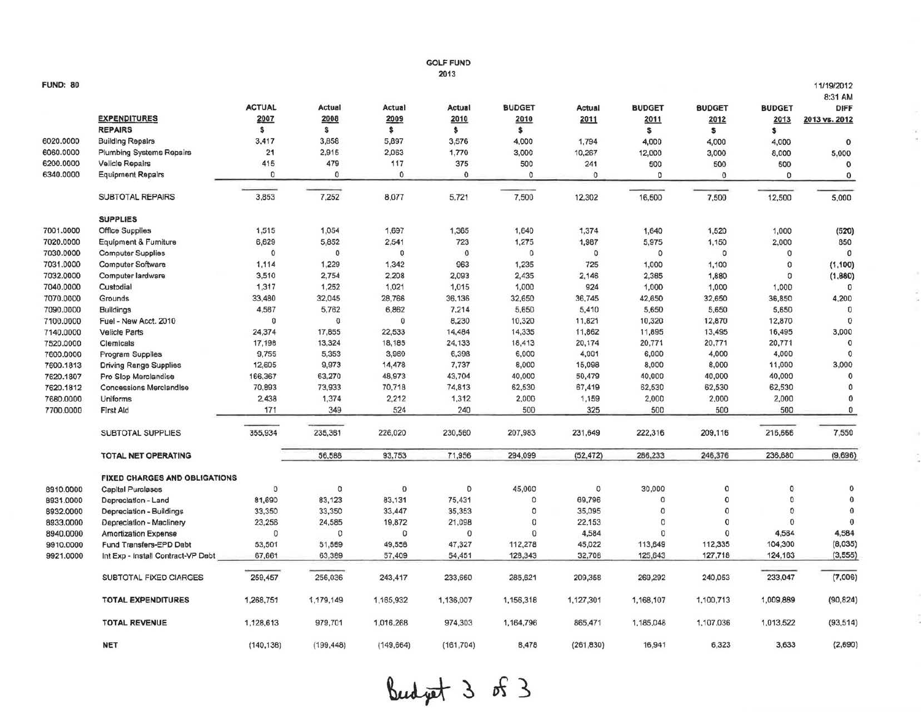# GOLF FUND
## 2013

FUND: 80

11/19/2012
8:31 AM

| | EXPENDITURES | ACTUAL 2007 | Actual 2008 | Actual 2009 | Actual 2010 | BUDGET 2010 | Actual 2011 | BUDGET 2011 | BUDGET 2012 | BUDGET 2013 | DIFF 2013 vs. 2012 |
|---|---|---|---|---|---|---|---|---|---|---|---|
| | **REPAIRS** | $ | $ | $ | $ | $ | | $ | $ | $ | |
| 6020.0000 | Building Repairs | 3,417 | 3,858 | 5,897 | 3,576 | 4,000 | 1,794 | 4,000 | 4,000 | 4,000 | 0 |
| 6060.0000 | Plumbing Systems Repairs | 21 | 2,915 | 2,063 | 1,770 | 3,000 | 10,267 | 12,000 | 3,000 | 8,000 | 5,000 |
| 6200.0000 | Vehicle Repairs | 415 | 479 | 117 | 375 | 500 | 241 | 500 | 500 | 500 | 0 |
| 6340.0000 | Equipment Repairs | 0 | 0 | 0 | 0 | 0 | 0 | 0 | 0 | 0 | 0 |
| | SUBTOTAL REPAIRS | 3,853 | 7,252 | 8,077 | 5,721 | 7,500 | 12,302 | 16,500 | 7,500 | 12,500 | 5,000 |
| | **SUPPLIES** | | | | | | | | | | |
| 7001.0000 | Office Supplies | 1,515 | 1,054 | 1,697 | 1,365 | 1,640 | 1,374 | 1,640 | 1,520 | 1,000 | (520) |
| 7020.0000 | Equipment & Furniture | 6,629 | 5,852 | 2,541 | 723 | 1,275 | 1,987 | 5,975 | 1,150 | 2,000 | 850 |
| 7030.0000 | Computer Supplies | 0 | 0 | 0 | 0 | 0 | 0 | 0 | 0 | 0 | 0 |
| 7031.0000 | Computer Software | 1,114 | 1,229 | 1,342 | 963 | 1,235 | 725 | 1,000 | 1,100 | 0 | (1,100) |
| 7032.0000 | Computer Hardware | 3,510 | 2,754 | 2,208 | 2,093 | 2,435 | 2,146 | 2,385 | 1,880 | 0 | (1,880) |
| 7040.0000 | Custodial | 1,317 | 1,252 | 1,021 | 1,015 | 1,000 | 924 | 1,000 | 1,000 | 1,000 | 0 |
| 7070.0000 | Grounds | 33,480 | 32,045 | 28,766 | 36,136 | 32,650 | 36,745 | 42,650 | 32,650 | 36,850 | 4,200 |
| 7090.0000 | Buildings | 4,587 | 5,762 | 6,862 | 7,214 | 5,650 | 5,410 | 5,650 | 5,650 | 5,650 | 0 |
| 7100.0000 | Fuel - New Acct. 2010 | 0 | 0 | 0 | 8,230 | 10,320 | 11,821 | 10,320 | 12,870 | 12,870 | 0 |
| 7140.0000 | Vehicle Parts | 24,374 | 17,855 | 22,533 | 14,484 | 14,335 | 11,862 | 11,895 | 13,495 | 16,495 | 3,000 |
| 7520.0000 | Chemicals | 17,198 | 13,324 | 18,185 | 24,133 | 18,413 | 20,174 | 20,771 | 20,771 | 20,771 | 0 |
| 7600.0000 | Program Supplies | 9,755 | 5,353 | 3,980 | 6,398 | 6,000 | 4,001 | 6,000 | 4,000 | 4,000 | 0 |
| 7600.1813 | Driving Range Supplies | 12,605 | 9,973 | 14,478 | 7,737 | 8,000 | 15,098 | 8,000 | 8,000 | 11,000 | 3,000 |
| 7620.1807 | Pro Shop Merchandise | 166,367 | 63,270 | 48,973 | 43,704 | 40,000 | 50,479 | 40,000 | 40,000 | 40,000 | 0 |
| 7620.1812 | Concessions Merchandise | 70,893 | 73,933 | 70,718 | 74,813 | 62,530 | 67,419 | 62,530 | 62,530 | 62,530 | 0 |
| 7680.0000 | Uniforms | 2,438 | 1,374 | 2,212 | 1,312 | 2,000 | 1,159 | 2,000 | 2,000 | 2,000 | 0 |
| 7700.0000 | First Aid | 171 | 349 | 524 | 240 | 500 | 325 | 500 | 500 | 500 | 0 |
| | SUBTOTAL SUPPLIES | 355,934 | 235,381 | 226,020 | 230,560 | 207,983 | 231,649 | 222,316 | 209,116 | 216,666 | 7,550 |
| | **TOTAL NET OPERATING** | | 56,588 | 93,753 | 71,956 | 294,099 | (52,472) | 286,233 | 246,376 | 236,680 | (9,696) |
| | **FIXED CHARGES AND OBLIGATIONS** | | | | | | | | | | |
| 8910.0000 | Capital Purchases | 0 | 0 | 0 | 0 | 45,000 | 0 | 30,000 | 0 | 0 | 0 |
| 8931.0000 | Depreciation - Land | 81,690 | 83,123 | 83,131 | 75,431 | 0 | 69,796 | 0 | 0 | 0 | 0 |
| 8932.0000 | Depreciation - Buildings | 33,350 | 33,350 | 33,447 | 35,353 | 0 | 35,095 | 0 | 0 | 0 | 0 |
| 8933.0000 | Depreciation - Machinery | 23,256 | 24,585 | 19,872 | 21,098 | 0 | 22,153 | 0 | 0 | 0 | 0 |
| 8940.0000 | Amortization Expense | 0 | 0 | 0 | 0 | 0 | 4,584 | 0 | 0 | 4,584 | 4,584 |
| 9910.0000 | Fund Transfers-EPD Debt | 53,501 | 51,569 | 49,558 | 47,327 | 112,278 | 45,022 | 113,649 | 112,335 | 104,300 | (8,035) |
| 9921.0000 | Int Exp - Install Contract-VP Debt | 67,661 | 63,369 | 57,409 | 54,451 | 128,343 | 32,708 | 125,643 | 127,718 | 124,163 | (3,555) |
| | SUBTOTAL FIXED CHARGES | 259,457 | 256,036 | 243,417 | 233,660 | 285,621 | 209,358 | 269,292 | 240,053 | 233,047 | (7,006) |
| | **TOTAL EXPENDITURES** | 1,268,751 | 1,179,149 | 1,165,932 | 1,136,007 | 1,156,318 | 1,127,301 | 1,168,107 | 1,100,713 | 1,009,889 | (90,824) |
| | **TOTAL REVENUE** | 1,128,613 | 979,701 | 1,016,268 | 974,303 | 1,164,796 | 865,471 | 1,185,048 | 1,107,036 | 1,013,522 | (93,514) |
| | **NET** | (140,138) | (199,448) | (149,664) | (161,704) | 8,478 | (261,830) | 16,941 | 6,323 | 3,633 | (2,690) |

Budget 3 of 3